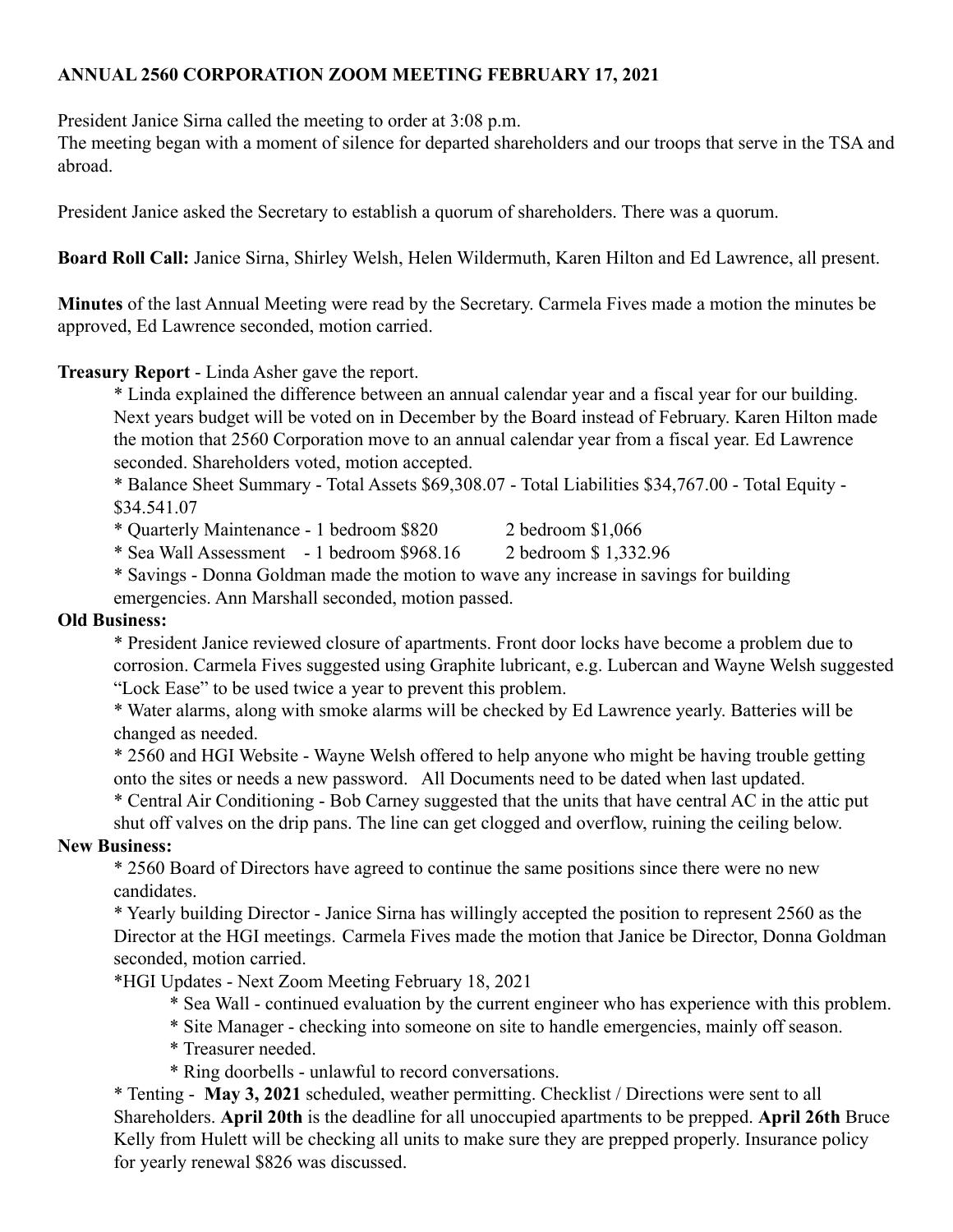**ANNUAL 2560 CORPORATION ZOOM MEETING FEBRUARY 17, 2021**

President Janice Sirna called the meeting to order at 3:08 p.m.
The meeting began with a moment of silence for departed shareholders and our troops that serve in the TSA and abroad.

President Janice asked the Secretary to establish a quorum of shareholders. There was a quorum.

**Board Roll Call:** Janice Sirna, Shirley Welsh, Helen Wildermuth, Karen Hilton and Ed Lawrence, all present.

**Minutes** of the last Annual Meeting were read by the Secretary. Carmela Fives made a motion the minutes be approved, Ed Lawrence seconded, motion carried.

**Treasury Report** - Linda Asher gave the report.

* Linda explained the difference between an annual calendar year and a fiscal year for our building. Next years budget will be voted on in December by the Board instead of February. Karen Hilton made the motion that 2560 Corporation move to an annual calendar year from a fiscal year. Ed Lawrence seconded. Shareholders voted, motion accepted.
* Balance Sheet Summary - Total Assets $69,308.07 - Total Liabilities $34,767.00 - Total Equity - $34.541.07
* Quarterly Maintenance - 1 bedroom $820 2 bedroom $1,066
* Sea Wall Assessment - 1 bedroom $968.16 2 bedroom $ 1,332.96
* Savings - Donna Goldman made the motion to wave any increase in savings for building emergencies. Ann Marshall seconded, motion passed.

**Old Business:**

* President Janice reviewed closure of apartments. Front door locks have become a problem due to corrosion. Carmela Fives suggested using Graphite lubricant, e.g. Lubercan and Wayne Welsh suggested "Lock Ease" to be used twice a year to prevent this problem.
* Water alarms, along with smoke alarms will be checked by Ed Lawrence yearly. Batteries will be changed as needed.
* 2560 and HGI Website - Wayne Welsh offered to help anyone who might be having trouble getting onto the sites or needs a new password. All Documents need to be dated when last updated.
* Central Air Conditioning - Bob Carney suggested that the units that have central AC in the attic put shut off valves on the drip pans. The line can get clogged and overflow, ruining the ceiling below.

**New Business:**

* 2560 Board of Directors have agreed to continue the same positions since there were no new candidates.
* Yearly building Director - Janice Sirna has willingly accepted the position to represent 2560 as the Director at the HGI meetings. Carmela Fives made the motion that Janice be Director, Donna Goldman seconded, motion carried.
* HGI Updates - Next Zoom Meeting February 18, 2021
  * Sea Wall - continued evaluation by the current engineer who has experience with this problem.
  * Site Manager - checking into someone on site to handle emergencies, mainly off season.
  * Treasurer needed.
  * Ring doorbells - unlawful to record conversations.
* Tenting - **May 3, 2021** scheduled, weather permitting. Checklist / Directions were sent to all Shareholders. **April 20th** is the deadline for all unoccupied apartments to be prepped. **April 26th** Bruce Kelly from Hulett will be checking all units to make sure they are prepped properly. Insurance policy for yearly renewal $826 was discussed.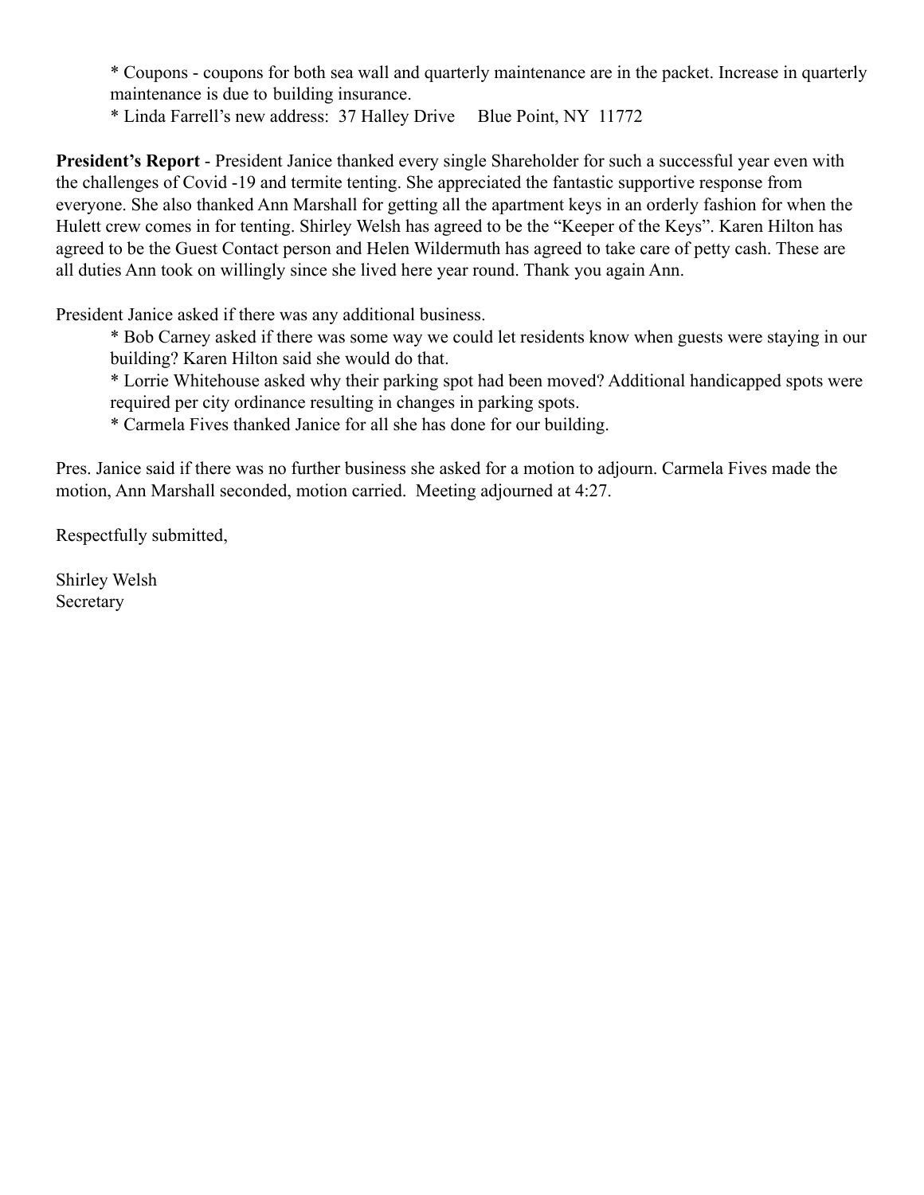* Coupons - coupons for both sea wall and quarterly maintenance are in the packet. Increase in quarterly maintenance is due to building insurance.
* Linda Farrell's new address: 37 Halley Drive     Blue Point, NY 11772

**President's Report** - President Janice thanked every single Shareholder for such a successful year even with the challenges of Covid -19 and termite tenting. She appreciated the fantastic supportive response from everyone. She also thanked Ann Marshall for getting all the apartment keys in an orderly fashion for when the Hulett crew comes in for tenting. Shirley Welsh has agreed to be the "Keeper of the Keys". Karen Hilton has agreed to be the Guest Contact person and Helen Wildermuth has agreed to take care of petty cash. These are all duties Ann took on willingly since she lived here year round. Thank you again Ann.

President Janice asked if there was any additional business.

* Bob Carney asked if there was some way we could let residents know when guests were staying in our building? Karen Hilton said she would do that.
* Lorrie Whitehouse asked why their parking spot had been moved? Additional handicapped spots were required per city ordinance resulting in changes in parking spots.
* Carmela Fives thanked Janice for all she has done for our building.

Pres. Janice said if there was no further business she asked for a motion to adjourn. Carmela Fives made the motion, Ann Marshall seconded, motion carried. Meeting adjourned at 4:27.

Respectfully submitted,

Shirley Welsh
Secretary